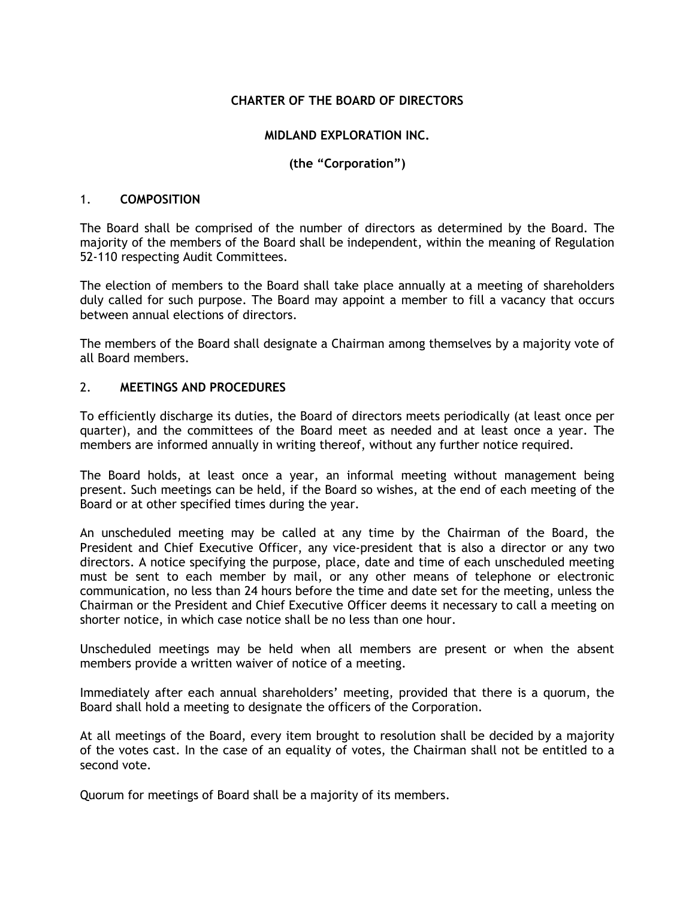# CHARTER OF THE BOARD OF DIRECTORS

## MIDLAND EXPLORATION INC.

**(the "Corporation")**

## 1. COMPOSITION

The Board shall be comprised of the number of directors as determined by the Board. The majority of the members of the Board shall be independent, within the meaning of Regulation 52-110 respecting Audit Committees.

The election of members to the Board shall take place annually at a meeting of shareholders duly called for such purpose. The Board may appoint a member to fill a vacancy that occurs between annual elections of directors.

The members of the Board shall designate a Chairman among themselves by a majority vote of all Board members.

## 2. MEETINGS AND PROCEDURES

To efficiently discharge its duties, the Board of directors meets periodically (at least once per quarter), and the committees of the Board meet as needed and at least once a year. The members are informed annually in writing thereof, without any further notice required.

The Board holds, at least once a year, an informal meeting without management being present. Such meetings can be held, if the Board so wishes, at the end of each meeting of the Board or at other specified times during the year.

An unscheduled meeting may be called at any time by the Chairman of the Board, the President and Chief Executive Officer, any vice-president that is also a director or any two directors. A notice specifying the purpose, place, date and time of each unscheduled meeting must be sent to each member by mail, or any other means of telephone or electronic communication, no less than 24 hours before the time and date set for the meeting, unless the Chairman or the President and Chief Executive Officer deems it necessary to call a meeting on shorter notice, in which case notice shall be no less than one hour.

Unscheduled meetings may be held when all members are present or when the absent members provide a written waiver of notice of a meeting.

Immediately after each annual shareholders' meeting, provided that there is a quorum, the Board shall hold a meeting to designate the officers of the Corporation.

At all meetings of the Board, every item brought to resolution shall be decided by a majority of the votes cast. In the case of an equality of votes, the Chairman shall not be entitled to a second vote.

Quorum for meetings of Board shall be a majority of its members.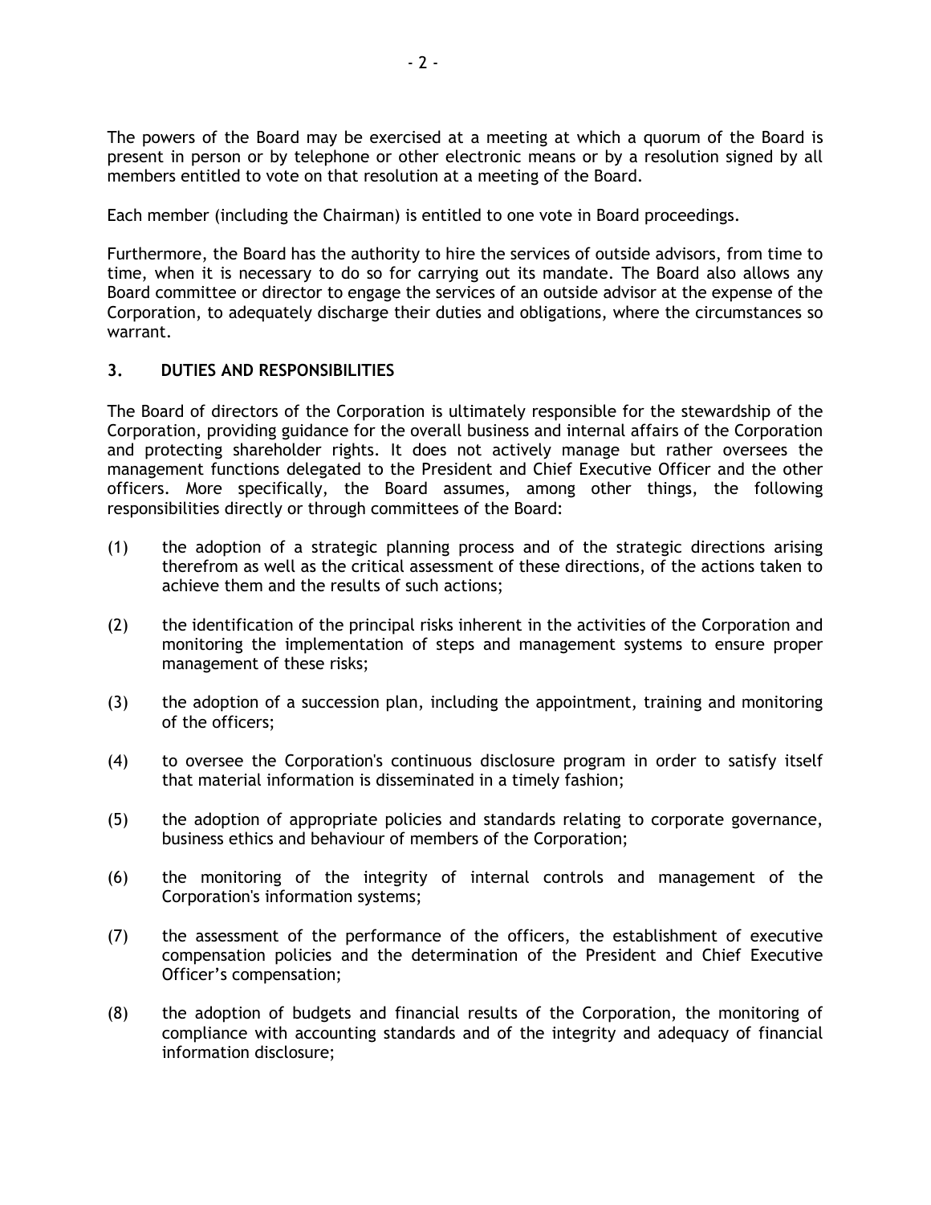The powers of the Board may be exercised at a meeting at which a quorum of the Board is present in person or by telephone or other electronic means or by a resolution signed by all members entitled to vote on that resolution at a meeting of the Board.

Each member (including the Chairman) is entitled to one vote in Board proceedings.

Furthermore, the Board has the authority to hire the services of outside advisors, from time to time, when it is necessary to do so for carrying out its mandate. The Board also allows any Board committee or director to engage the services of an outside advisor at the expense of the Corporation, to adequately discharge their duties and obligations, where the circumstances so warrant.

## 3. DUTIES AND RESPONSIBILITIES

The Board of directors of the Corporation is ultimately responsible for the stewardship of the Corporation, providing guidance for the overall business and internal affairs of the Corporation and protecting shareholder rights. It does not actively manage but rather oversees the management functions delegated to the President and Chief Executive Officer and the other officers. More specifically, the Board assumes, among other things, the following responsibilities directly or through committees of the Board:

(1) the adoption of a strategic planning process and of the strategic directions arising therefrom as well as the critical assessment of these directions, of the actions taken to achieve them and the results of such actions;

(2) the identification of the principal risks inherent in the activities of the Corporation and monitoring the implementation of steps and management systems to ensure proper management of these risks;

(3) the adoption of a succession plan, including the appointment, training and monitoring of the officers;

(4) to oversee the Corporation's continuous disclosure program in order to satisfy itself that material information is disseminated in a timely fashion;

(5) the adoption of appropriate policies and standards relating to corporate governance, business ethics and behaviour of members of the Corporation;

(6) the monitoring of the integrity of internal controls and management of the Corporation's information systems;

(7) the assessment of the performance of the officers, the establishment of executive compensation policies and the determination of the President and Chief Executive Officer's compensation;

(8) the adoption of budgets and financial results of the Corporation, the monitoring of compliance with accounting standards and of the integrity and adequacy of financial information disclosure;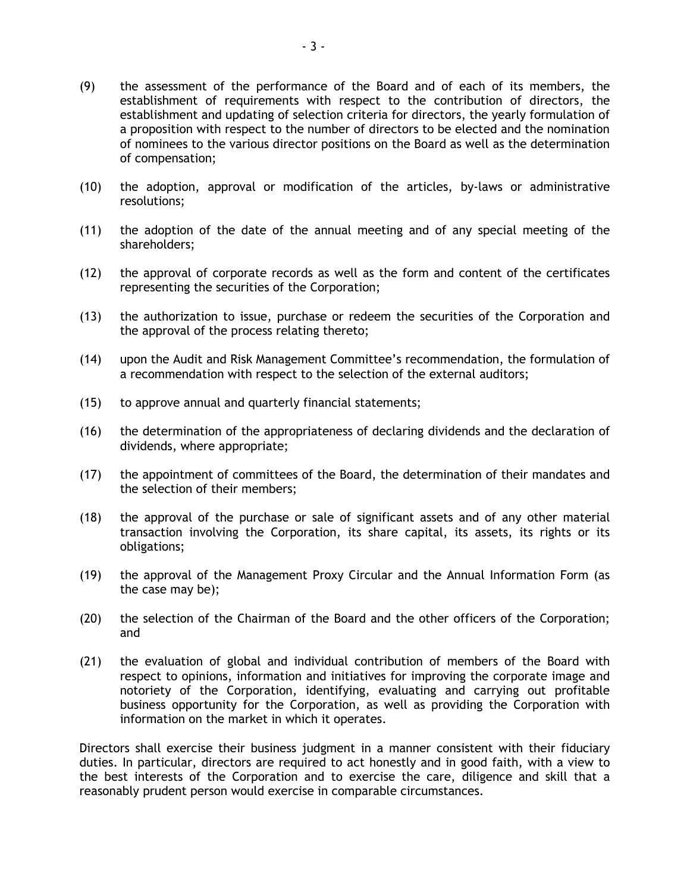(9) the assessment of the performance of the Board and of each of its members, the establishment of requirements with respect to the contribution of directors, the establishment and updating of selection criteria for directors, the yearly formulation of a proposition with respect to the number of directors to be elected and the nomination of nominees to the various director positions on the Board as well as the determination of compensation;

(10) the adoption, approval or modification of the articles, by-laws or administrative resolutions;

(11) the adoption of the date of the annual meeting and of any special meeting of the shareholders;

(12) the approval of corporate records as well as the form and content of the certificates representing the securities of the Corporation;

(13) the authorization to issue, purchase or redeem the securities of the Corporation and the approval of the process relating thereto;

(14) upon the Audit and Risk Management Committee's recommendation, the formulation of a recommendation with respect to the selection of the external auditors;

(15) to approve annual and quarterly financial statements;

(16) the determination of the appropriateness of declaring dividends and the declaration of dividends, where appropriate;

(17) the appointment of committees of the Board, the determination of their mandates and the selection of their members;

(18) the approval of the purchase or sale of significant assets and of any other material transaction involving the Corporation, its share capital, its assets, its rights or its obligations;

(19) the approval of the Management Proxy Circular and the Annual Information Form (as the case may be);

(20) the selection of the Chairman of the Board and the other officers of the Corporation; and

(21) the evaluation of global and individual contribution of members of the Board with respect to opinions, information and initiatives for improving the corporate image and notoriety of the Corporation, identifying, evaluating and carrying out profitable business opportunity for the Corporation, as well as providing the Corporation with information on the market in which it operates.

Directors shall exercise their business judgment in a manner consistent with their fiduciary duties. In particular, directors are required to act honestly and in good faith, with a view to the best interests of the Corporation and to exercise the care, diligence and skill that a reasonably prudent person would exercise in comparable circumstances.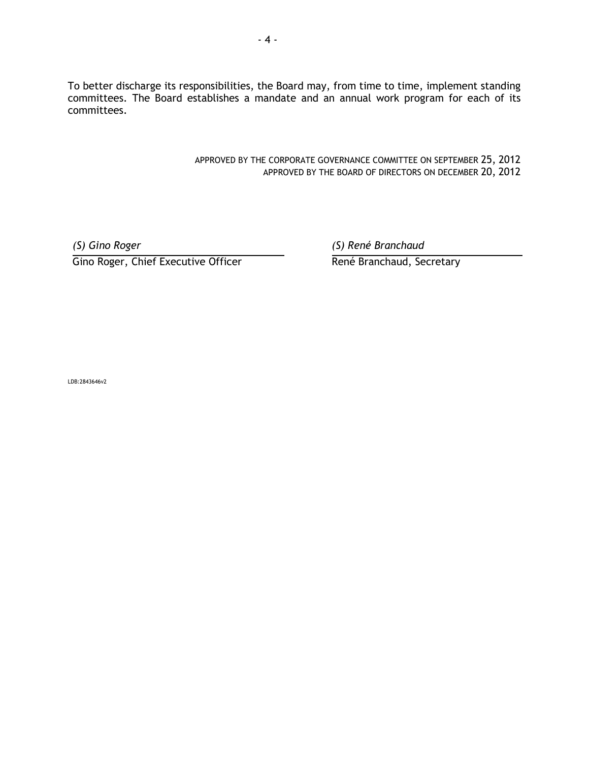To better discharge its responsibilities, the Board may, from time to time, implement standing committees. The Board establishes a mandate and an annual work program for each of its committees.

APPROVED BY THE CORPORATE GOVERNANCE COMMITTEE ON SEPTEMBER 25, 2012
APPROVED BY THE BOARD OF DIRECTORS ON DECEMBER 20, 2012

*(S) Gino Roger*
Gino Roger, Chief Executive Officer

*(S) René Branchaud*
René Branchaud, Secretary

LDB:2843646v2